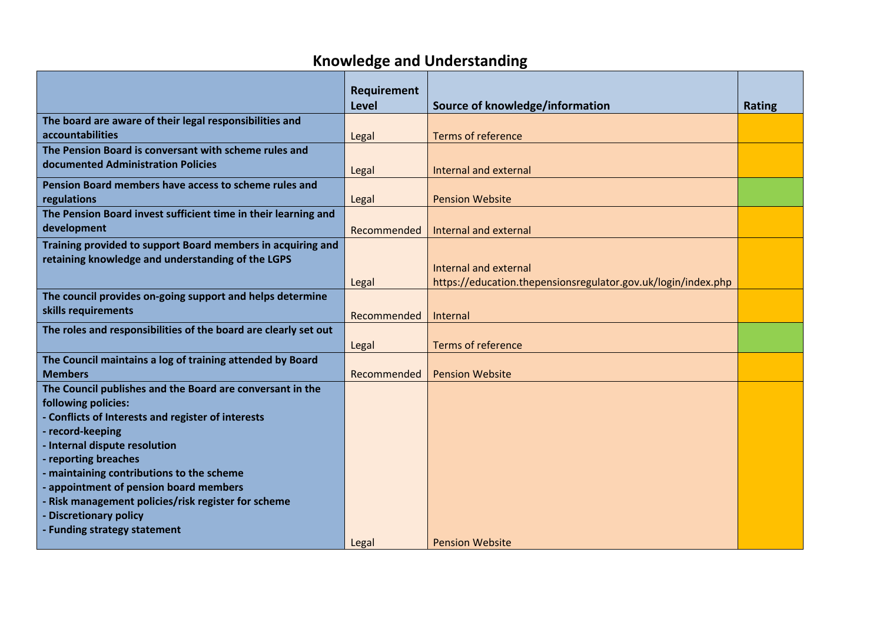# Knowledge and Understanding

| | Requirement Level | Source of knowledge/information | Rating |
|---|---|---|---|
| **The board are aware of their legal responsibilities and accountabilities** | Legal | Terms of reference | |
| **The Pension Board is conversant with scheme rules and documented Administration Policies** | Legal | Internal and external | |
| **Pension Board members have access to scheme rules and regulations** | Legal | Pension Website | |
| **The Pension Board invest sufficient time in their learning and development** | Recommended | Internal and external | |
| **Training provided to support Board members in acquiring and retaining knowledge and understanding of the LGPS** | Legal | Internal and external<br>https://education.thepensionsregulator.gov.uk/login/index.php | |
| **The council provides on-going support and helps determine skills requirements** | Recommended | Internal | |
| **The roles and responsibilities of the board are clearly set out** | Legal | Terms of reference | |
| **The Council maintains a log of training attended by Board Members** | Recommended | Pension Website | |
| **The Council publishes and the Board are conversant in the following policies:**<br>**- Conflicts of Interests and register of interests**<br>**- record-keeping**<br>**- Internal dispute resolution**<br>**- reporting breaches**<br>**- maintaining contributions to the scheme**<br>**- appointment of pension board members**<br>**- Risk management policies/risk register for scheme**<br>**- Discretionary policy**<br>**- Funding strategy statement** | Legal | Pension Website | |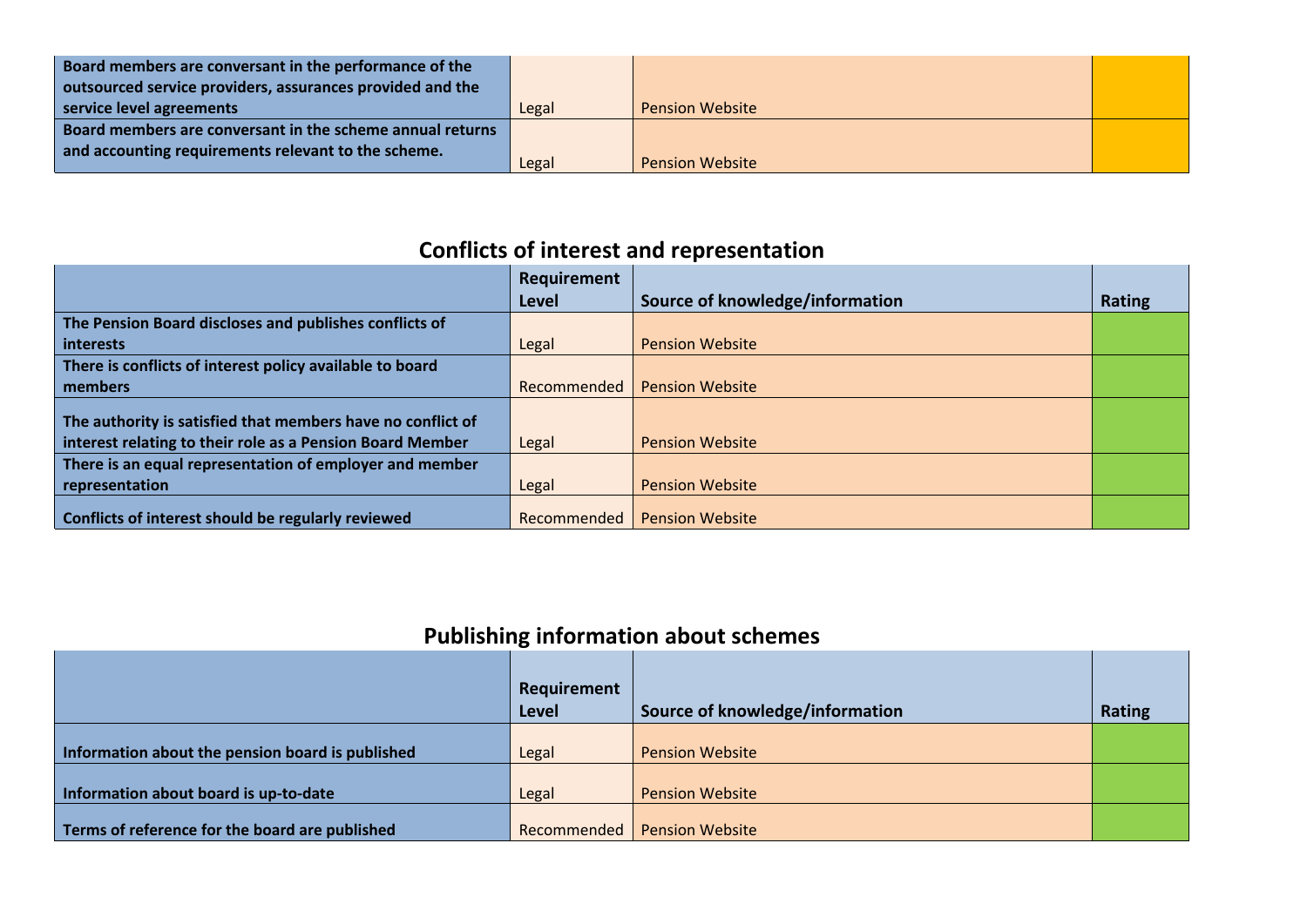| | | | |
|---|---|---|---|
| **Board members are conversant in the performance of the outsourced service providers, assurances provided and the service level agreements** | Legal | Pension Website | |
| **Board members are conversant in the scheme annual returns and accounting requirements relevant to the scheme.** | Legal | Pension Website | |

## Conflicts of interest and representation

| | Requirement Level | Source of knowledge/information | Rating |
|---|---|---|---|
| **The Pension Board discloses and publishes conflicts of interests** | Legal | Pension Website | |
| **There is conflicts of interest policy available to board members** | Recommended | Pension Website | |
| **The authority is satisfied that members have no conflict of interest relating to their role as a Pension Board Member** | Legal | Pension Website | |
| **There is an equal representation of employer and member representation** | Legal | Pension Website | |
| **Conflicts of interest should be regularly reviewed** | Recommended | Pension Website | |

## Publishing information about schemes

| | Requirement Level | Source of knowledge/information | Rating |
|---|---|---|---|
| **Information about the pension board is published** | Legal | Pension Website | |
| **Information about board is up-to-date** | Legal | Pension Website | |
| **Terms of reference for the board are published** | Recommended | Pension Website | |